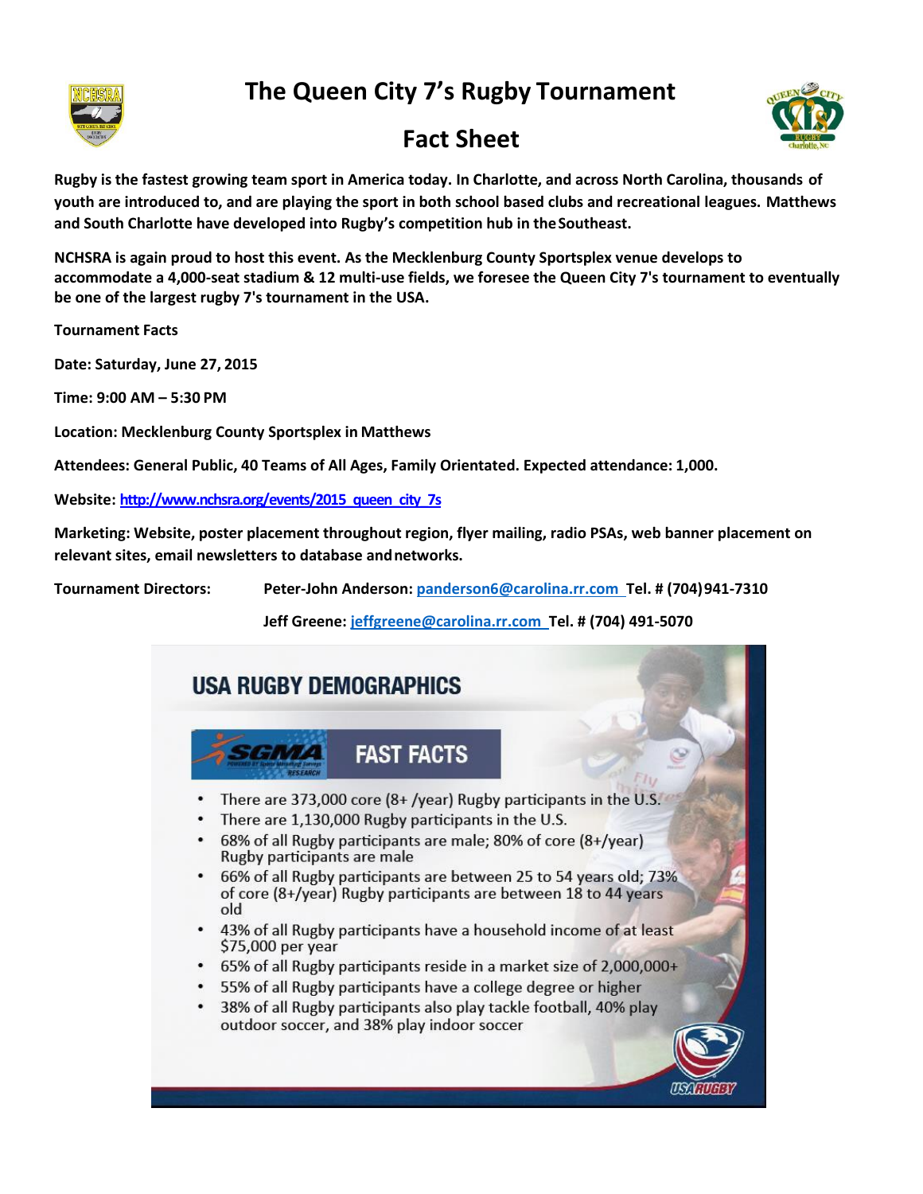# The Queen City 7's Rugby Tournament

## Fact Sheet

**Rugby is the fastest growing team sport in America today. In Charlotte, and across North Carolina, thousands of youth are introduced to, and are playing the sport in both school based clubs and recreational leagues. Matthews and South Charlotte have developed into Rugby's competition hub in the Southeast.**

**NCHSRA is again proud to host this event. As the Mecklenburg County Sportsplex venue develops to accommodate a 4,000-seat stadium & 12 multi-use fields, we foresee the Queen City 7's tournament to eventually be one of the largest rugby 7's tournament in the USA.**

**Tournament Facts**

**Date: Saturday, June 27, 2015**

**Time: 9:00 AM – 5:30 PM**

**Location: Mecklenburg County Sportsplex in Matthews**

**Attendees: General Public, 40 Teams of All Ages, Family Orientated. Expected attendance: 1,000.**

**Website: [http://www.nchsra.org/events/2015_queen_city_7s](http://www.nchsra.org/events/2015_queen_city_7s)**

**Marketing: Website, poster placement throughout region, flyer mailing, radio PSAs, web banner placement on relevant sites, email newsletters to database and networks.**

**Tournament Directors:** **Peter-John Anderson: panderson6@carolina.rr.com Tel. # (704)941-7310**

**Jeff Greene: jeffgreene@carolina.rr.com Tel. # (704) 491-5070**

## USA RUGBY DEMOGRAPHICS

### SGMA FAST FACTS

- There are 373,000 core (8+ /year) Rugby participants in the U.S.
- There are 1,130,000 Rugby participants in the U.S.
- 68% of all Rugby participants are male; 80% of core (8+/year) Rugby participants are male
- 66% of all Rugby participants are between 25 to 54 years old; 73% of core (8+/year) Rugby participants are between 18 to 44 years old
- 43% of all Rugby participants have a household income of at least $75,000 per year
- 65% of all Rugby participants reside in a market size of 2,000,000+
- 55% of all Rugby participants have a college degree or higher
- 38% of all Rugby participants also play tackle football, 40% play outdoor soccer, and 38% play indoor soccer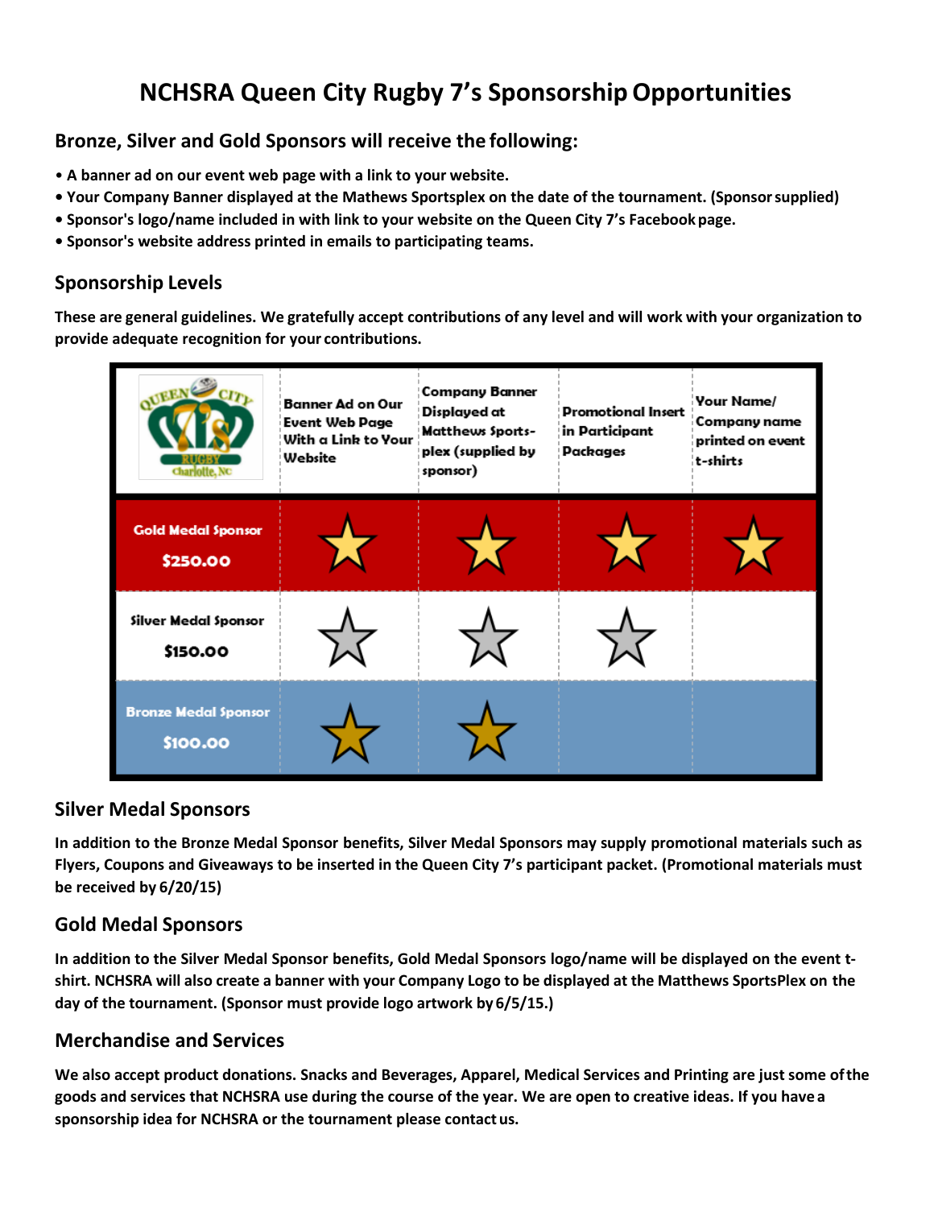# NCHSRA Queen City Rugby 7's Sponsorship Opportunities

## Bronze, Silver and Gold Sponsors will receive the following:

- **A banner ad on our event web page with a link to your website.**
- **Your Company Banner displayed at the Mathews Sportsplex on the date of the tournament. (Sponsor supplied)**
- **Sponsor's logo/name included in with link to your website on the Queen City 7's Facebook page.**
- **Sponsor's website address printed in emails to participating teams.**

## Sponsorship Levels

**These are general guidelines. We gratefully accept contributions of any level and will work with your organization to provide adequate recognition for your contributions.**

| Queen City 7's Rugby Charlotte, NC | Banner Ad on Our Event Web Page With a Link to Your Website | Company Banner Displayed at Matthews Sports-plex (supplied by sponsor) | Promotional Insert in Participant Packages | Your Name/ Company name printed on event t-shirts |
|---|---|---|---|---|
| Gold Medal Sponsor $250.00 | ★ | ★ | ★ | ★ |
| Silver Medal Sponsor $150.00 | ★ | ★ | ★ | |
| Bronze Medal Sponsor $100.00 | ★ | ★ | | |

## Silver Medal Sponsors

**In addition to the Bronze Medal Sponsor benefits, Silver Medal Sponsors may supply promotional materials such as Flyers, Coupons and Giveaways to be inserted in the Queen City 7's participant packet. (Promotional materials must be received by 6/20/15)**

## Gold Medal Sponsors

**In addition to the Silver Medal Sponsor benefits, Gold Medal Sponsors logo/name will be displayed on the event t-shirt. NCHSRA will also create a banner with your Company Logo to be displayed at the Matthews SportsPlex on the day of the tournament. (Sponsor must provide logo artwork by 6/5/15.)**

## Merchandise and Services

**We also accept product donations. Snacks and Beverages, Apparel, Medical Services and Printing are just some of the goods and services that NCHSRA use during the course of the year. We are open to creative ideas. If you have a sponsorship idea for NCHSRA or the tournament please contact us.**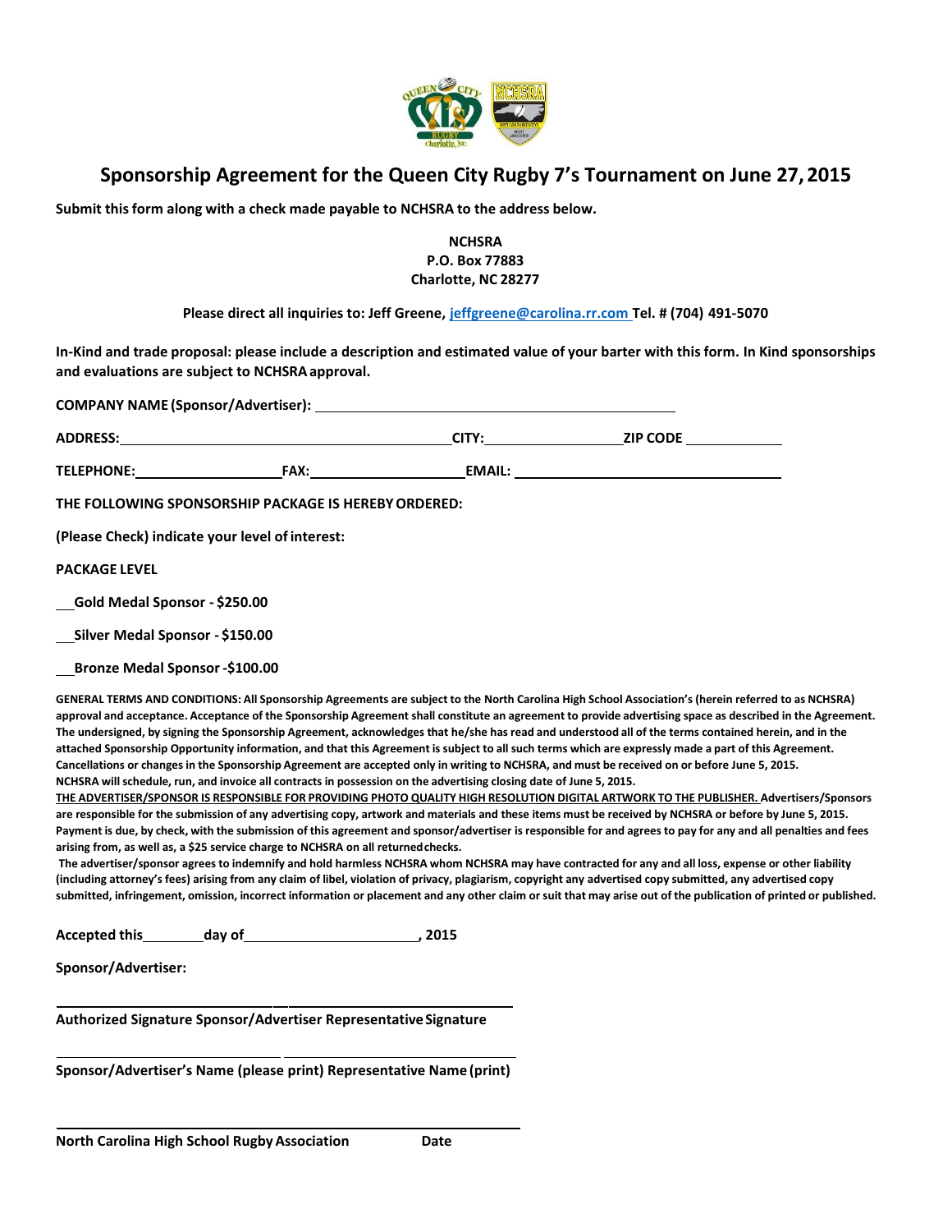# Sponsorship Agreement for the Queen City Rugby 7's Tournament on June 27, 2015

**Submit this form along with a check made payable to NCHSRA to the address below.**

**NCHSRA**
**P.O. Box 77883**
**Charlotte, NC 28277**

**Please direct all inquiries to: Jeff Greene, jeffgreene@carolina.rr.com Tel. # (704) 491-5070**

**In-Kind and trade proposal: please include a description and estimated value of your barter with this form. In Kind sponsorships and evaluations are subject to NCHSRA approval.**

**COMPANY NAME (Sponsor/Advertiser):** ______________________________

**ADDRESS:** ______________________________ **CITY:** ______________ **ZIP CODE** __________

**TELEPHONE:** ______________ **FAX:** ______________ **EMAIL:** ______________________

**THE FOLLOWING SPONSORSHIP PACKAGE IS HEREBY ORDERED:**

**(Please Check) indicate your level of interest:**

**PACKAGE LEVEL**

__ **Gold Medal Sponsor - $250.00**

__ **Silver Medal Sponsor - $150.00**

__ **Bronze Medal Sponsor -$100.00**

**GENERAL TERMS AND CONDITIONS: All Sponsorship Agreements are subject to the North Carolina High School Association's (herein referred to as NCHSRA) approval and acceptance. Acceptance of the Sponsorship Agreement shall constitute an agreement to provide advertising space as described in the Agreement. The undersigned, by signing the Sponsorship Agreement, acknowledges that he/she has read and understood all of the terms contained herein, and in the attached Sponsorship Opportunity information, and that this Agreement is subject to all such terms which are expressly made a part of this Agreement. Cancellations or changes in the Sponsorship Agreement are accepted only in writing to NCHSRA, and must be received on or before June 5, 2015. NCHSRA will schedule, run, and invoice all contracts in possession on the advertising closing date of June 5, 2015.**

**THE ADVERTISER/SPONSOR IS RESPONSIBLE FOR PROVIDING PHOTO QUALITY HIGH RESOLUTION DIGITAL ARTWORK TO THE PUBLISHER. Advertisers/Sponsors are responsible for the submission of any advertising copy, artwork and materials and these items must be received by NCHSRA or before by June 5, 2015. Payment is due, by check, with the submission of this agreement and sponsor/advertiser is responsible for and agrees to pay for any and all penalties and fees arising from, as well as, a $25 service charge to NCHSRA on all returned checks.**

**The advertiser/sponsor agrees to indemnify and hold harmless NCHSRA whom NCHSRA may have contracted for any and all loss, expense or other liability (including attorney's fees) arising from any claim of libel, violation of privacy, plagiarism, copyright any advertised copy submitted, any advertised copy submitted, infringement, omission, incorrect information or placement and any other claim or suit that may arise out of the publication of printed or published.**

**Accepted this** ________ **day of** ______________________, **2015**

**Sponsor/Advertiser:**

______________________________ ______________________________

**Authorized Signature Sponsor/Advertiser Representative Signature**

______________________________ ______________________________

**Sponsor/Advertiser's Name (please print) Representative Name (print)**

____________________________________________________________

**North Carolina High School Rugby Association** **Date**